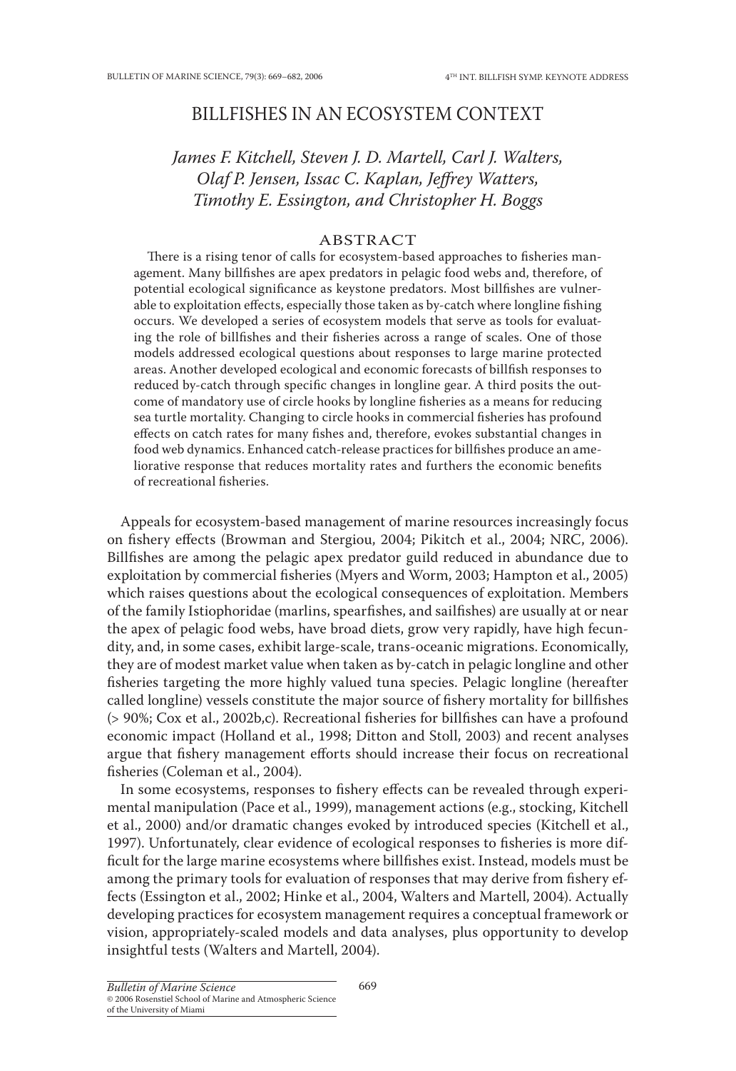# BILLFISHES IN AN ECOSYSTEM CONTEXT

*James F. Kitchell, Steven J. D. Martell, Carl J. Walters, Olaf P. Jensen, Issac C. Kaplan, Jeffrey Watters, Timothy E. Essington, and Christopher H. Boggs*

## ABSTRACT

There is a rising tenor of calls for ecosystem-based approaches to fisheries management. Many billfishes are apex predators in pelagic food webs and, therefore, of potential ecological significance as keystone predators. Most billfishes are vulnerable to exploitation effects, especially those taken as by-catch where longline fishing occurs. We developed a series of ecosystem models that serve as tools for evaluating the role of billfishes and their fisheries across a range of scales. One of those models addressed ecological questions about responses to large marine protected areas. Another developed ecological and economic forecasts of billfish responses to reduced by-catch through specific changes in longline gear. A third posits the outcome of mandatory use of circle hooks by longline fisheries as a means for reducing sea turtle mortality. Changing to circle hooks in commercial fisheries has profound effects on catch rates for many fishes and, therefore, evokes substantial changes in food web dynamics. Enhanced catch-release practices for billfishes produce an ameliorative response that reduces mortality rates and furthers the economic benefits of recreational fisheries.

Appeals for ecosystem-based management of marine resources increasingly focus on fishery effects (Browman and Stergiou, 2004; Pikitch et al., 2004; NRC, 2006). Billfishes are among the pelagic apex predator guild reduced in abundance due to exploitation by commercial fisheries (Myers and Worm, 2003; Hampton et al., 2005) which raises questions about the ecological consequences of exploitation. Members of the family Istiophoridae (marlins, spearfishes, and sailfishes) are usually at or near the apex of pelagic food webs, have broad diets, grow very rapidly, have high fecundity, and, in some cases, exhibit large-scale, trans-oceanic migrations. Economically, they are of modest market value when taken as by-catch in pelagic longline and other fisheries targeting the more highly valued tuna species. Pelagic longline (hereafter called longline) vessels constitute the major source of fishery mortality for billfishes (> 90%; Cox et al., 2002b,c). Recreational fisheries for billfishes can have a profound economic impact (Holland et al., 1998; Ditton and Stoll, 2003) and recent analyses argue that fishery management efforts should increase their focus on recreational fisheries (Coleman et al., 2004).

In some ecosystems, responses to fishery effects can be revealed through experimental manipulation (Pace et al., 1999), management actions (e.g., stocking, Kitchell et al., 2000) and/or dramatic changes evoked by introduced species (Kitchell et al., 1997). Unfortunately, clear evidence of ecological responses to fisheries is more difficult for the large marine ecosystems where billfishes exist. Instead, models must be among the primary tools for evaluation of responses that may derive from fishery effects (Essington et al., 2002; Hinke et al., 2004, Walters and Martell, 2004). Actually developing practices for ecosystem management requires a conceptual framework or vision, appropriately-scaled models and data analyses, plus opportunity to develop insightful tests (Walters and Martell, 2004).

*Bulletin of Marine Science*
© 2006 Rosenstiel School of Marine and Atmospheric Science of the University of Miami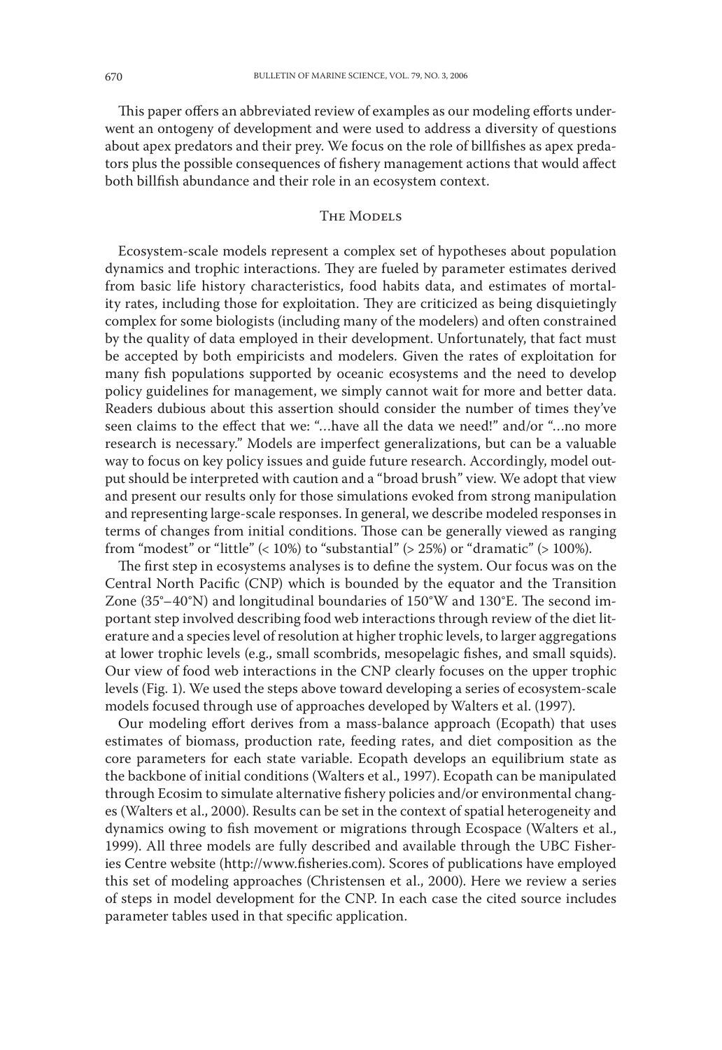This paper offers an abbreviated review of examples as our modeling efforts underwent an ontogeny of development and were used to address a diversity of questions about apex predators and their prey. We focus on the role of billfishes as apex predators plus the possible consequences of fishery management actions that would affect both billfish abundance and their role in an ecosystem context.

## The Models

Ecosystem-scale models represent a complex set of hypotheses about population dynamics and trophic interactions. They are fueled by parameter estimates derived from basic life history characteristics, food habits data, and estimates of mortality rates, including those for exploitation. They are criticized as being disquietingly complex for some biologists (including many of the modelers) and often constrained by the quality of data employed in their development. Unfortunately, that fact must be accepted by both empiricists and modelers. Given the rates of exploitation for many fish populations supported by oceanic ecosystems and the need to develop policy guidelines for management, we simply cannot wait for more and better data. Readers dubious about this assertion should consider the number of times they've seen claims to the effect that we: "…have all the data we need!" and/or "…no more research is necessary." Models are imperfect generalizations, but can be a valuable way to focus on key policy issues and guide future research. Accordingly, model output should be interpreted with caution and a "broad brush" view. We adopt that view and present our results only for those simulations evoked from strong manipulation and representing large-scale responses. In general, we describe modeled responses in terms of changes from initial conditions. Those can be generally viewed as ranging from "modest" or "little" (< 10%) to "substantial" (> 25%) or "dramatic" (> 100%).

The first step in ecosystems analyses is to define the system. Our focus was on the Central North Pacific (CNP) which is bounded by the equator and the Transition Zone (35°–40°N) and longitudinal boundaries of 150°W and 130°E. The second important step involved describing food web interactions through review of the diet literature and a species level of resolution at higher trophic levels, to larger aggregations at lower trophic levels (e.g., small scombrids, mesopelagic fishes, and small squids). Our view of food web interactions in the CNP clearly focuses on the upper trophic levels (Fig. 1). We used the steps above toward developing a series of ecosystem-scale models focused through use of approaches developed by Walters et al. (1997).

Our modeling effort derives from a mass-balance approach (Ecopath) that uses estimates of biomass, production rate, feeding rates, and diet composition as the core parameters for each state variable. Ecopath develops an equilibrium state as the backbone of initial conditions (Walters et al., 1997). Ecopath can be manipulated through Ecosim to simulate alternative fishery policies and/or environmental changes (Walters et al., 2000). Results can be set in the context of spatial heterogeneity and dynamics owing to fish movement or migrations through Ecospace (Walters et al., 1999). All three models are fully described and available through the UBC Fisheries Centre website (http://www.fisheries.com). Scores of publications have employed this set of modeling approaches (Christensen et al., 2000). Here we review a series of steps in model development for the CNP. In each case the cited source includes parameter tables used in that specific application.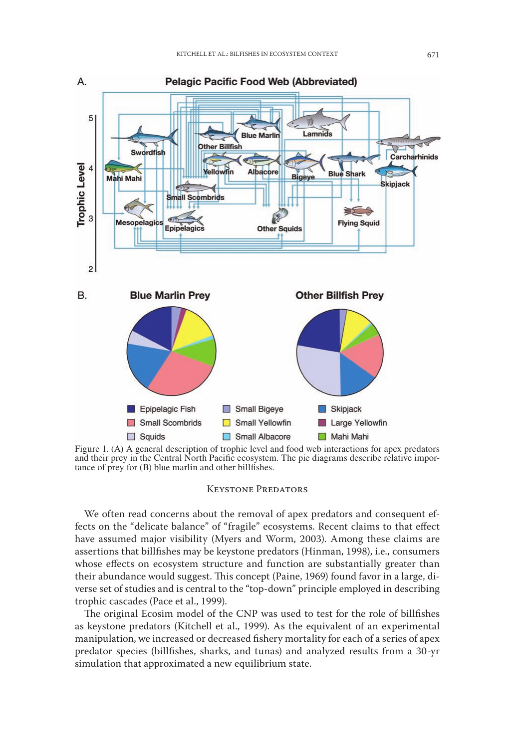Figure 1. (A) A general description of trophic level and food web interactions for apex predators and their prey in the Central North Pacific ecosystem. The pie diagrams describe relative importance of prey for (B) blue marlin and other billfishes.

## Keystone Predators

We often read concerns about the removal of apex predators and consequent effects on the "delicate balance" of "fragile" ecosystems. Recent claims to that effect have assumed major visibility (Myers and Worm, 2003). Among these claims are assertions that billfishes may be keystone predators (Hinman, 1998), i.e., consumers whose effects on ecosystem structure and function are substantially greater than their abundance would suggest. This concept (Paine, 1969) found favor in a large, diverse set of studies and is central to the "top-down" principle employed in describing trophic cascades (Pace et al., 1999).

The original Ecosim model of the CNP was used to test for the role of billfishes as keystone predators (Kitchell et al., 1999). As the equivalent of an experimental manipulation, we increased or decreased fishery mortality for each of a series of apex predator species (billfishes, sharks, and tunas) and analyzed results from a 30-yr simulation that approximated a new equilibrium state.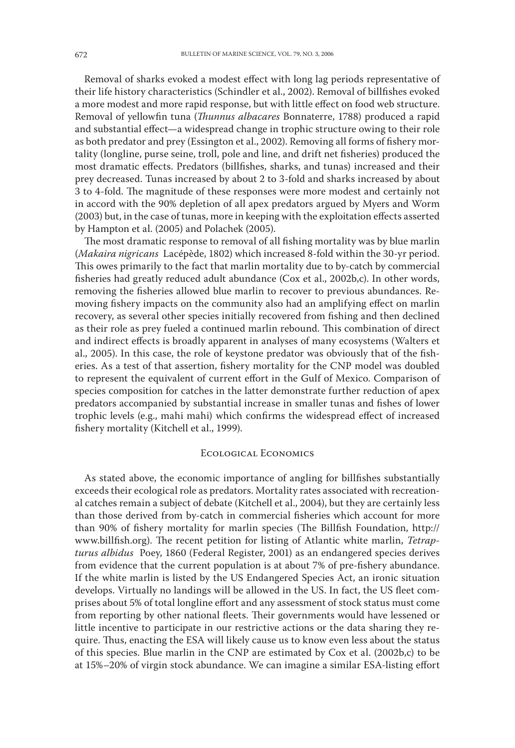Removal of sharks evoked a modest effect with long lag periods representative of their life history characteristics (Schindler et al., 2002). Removal of billfishes evoked a more modest and more rapid response, but with little effect on food web structure. Removal of yellowfin tuna (*Thunnus albacares* Bonnaterre, 1788) produced a rapid and substantial effect—a widespread change in trophic structure owing to their role as both predator and prey (Essington et al., 2002). Removing all forms of fishery mortality (longline, purse seine, troll, pole and line, and drift net fisheries) produced the most dramatic effects. Predators (billfishes, sharks, and tunas) increased and their prey decreased. Tunas increased by about 2 to 3-fold and sharks increased by about 3 to 4-fold. The magnitude of these responses were more modest and certainly not in accord with the 90% depletion of all apex predators argued by Myers and Worm (2003) but, in the case of tunas, more in keeping with the exploitation effects asserted by Hampton et al. (2005) and Polachek (2005).

The most dramatic response to removal of all fishing mortality was by blue marlin (*Makaira nigricans* Lacépède, 1802) which increased 8-fold within the 30-yr period. This owes primarily to the fact that marlin mortality due to by-catch by commercial fisheries had greatly reduced adult abundance (Cox et al., 2002b,c). In other words, removing the fisheries allowed blue marlin to recover to previous abundances. Removing fishery impacts on the community also had an amplifying effect on marlin recovery, as several other species initially recovered from fishing and then declined as their role as prey fueled a continued marlin rebound. This combination of direct and indirect effects is broadly apparent in analyses of many ecosystems (Walters et al., 2005). In this case, the role of keystone predator was obviously that of the fisheries. As a test of that assertion, fishery mortality for the CNP model was doubled to represent the equivalent of current effort in the Gulf of Mexico. Comparison of species composition for catches in the latter demonstrate further reduction of apex predators accompanied by substantial increase in smaller tunas and fishes of lower trophic levels (e.g., mahi mahi) which confirms the widespread effect of increased fishery mortality (Kitchell et al., 1999).

## Ecological Economics

As stated above, the economic importance of angling for billfishes substantially exceeds their ecological role as predators. Mortality rates associated with recreational catches remain a subject of debate (Kitchell et al., 2004), but they are certainly less than those derived from by-catch in commercial fisheries which account for more than 90% of fishery mortality for marlin species (The Billfish Foundation, http://www.billfish.org). The recent petition for listing of Atlantic white marlin, *Tetrapturus albidus* Poey, 1860 (Federal Register, 2001) as an endangered species derives from evidence that the current population is at about 7% of pre-fishery abundance. If the white marlin is listed by the US Endangered Species Act, an ironic situation develops. Virtually no landings will be allowed in the US. In fact, the US fleet comprises about 5% of total longline effort and any assessment of stock status must come from reporting by other national fleets. Their governments would have lessened or little incentive to participate in our restrictive actions or the data sharing they require. Thus, enacting the ESA will likely cause us to know even less about the status of this species. Blue marlin in the CNP are estimated by Cox et al. (2002b,c) to be at 15%–20% of virgin stock abundance. We can imagine a similar ESA-listing effort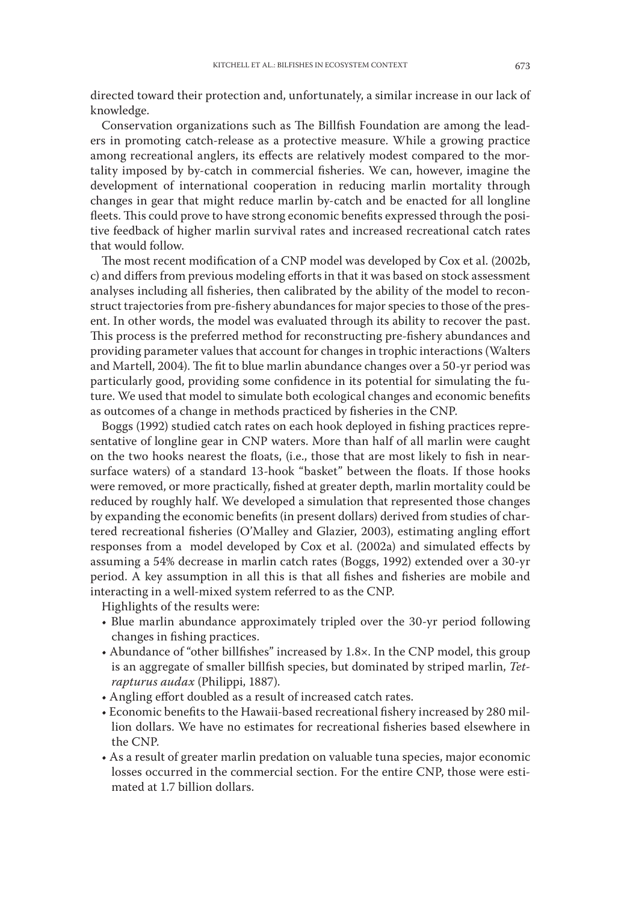directed toward their protection and, unfortunately, a similar increase in our lack of knowledge.

Conservation organizations such as The Billfish Foundation are among the leaders in promoting catch-release as a protective measure. While a growing practice among recreational anglers, its effects are relatively modest compared to the mortality imposed by by-catch in commercial fisheries. We can, however, imagine the development of international cooperation in reducing marlin mortality through changes in gear that might reduce marlin by-catch and be enacted for all longline fleets. This could prove to have strong economic benefits expressed through the positive feedback of higher marlin survival rates and increased recreational catch rates that would follow.

The most recent modification of a CNP model was developed by Cox et al. (2002b, c) and differs from previous modeling efforts in that it was based on stock assessment analyses including all fisheries, then calibrated by the ability of the model to reconstruct trajectories from pre-fishery abundances for major species to those of the present. In other words, the model was evaluated through its ability to recover the past. This process is the preferred method for reconstructing pre-fishery abundances and providing parameter values that account for changes in trophic interactions (Walters and Martell, 2004). The fit to blue marlin abundance changes over a 50-yr period was particularly good, providing some confidence in its potential for simulating the future. We used that model to simulate both ecological changes and economic benefits as outcomes of a change in methods practiced by fisheries in the CNP.

Boggs (1992) studied catch rates on each hook deployed in fishing practices representative of longline gear in CNP waters. More than half of all marlin were caught on the two hooks nearest the floats, (i.e., those that are most likely to fish in near-surface waters) of a standard 13-hook "basket" between the floats. If those hooks were removed, or more practically, fished at greater depth, marlin mortality could be reduced by roughly half. We developed a simulation that represented those changes by expanding the economic benefits (in present dollars) derived from studies of chartered recreational fisheries (O'Malley and Glazier, 2003), estimating angling effort responses from a model developed by Cox et al. (2002a) and simulated effects by assuming a 54% decrease in marlin catch rates (Boggs, 1992) extended over a 30-yr period. A key assumption in all this is that all fishes and fisheries are mobile and interacting in a well-mixed system referred to as the CNP.

Highlights of the results were:

- Blue marlin abundance approximately tripled over the 30-yr period following changes in fishing practices.
- Abundance of "other billfishes" increased by 1.8×. In the CNP model, this group is an aggregate of smaller billfish species, but dominated by striped marlin, *Tetrapturus audax* (Philippi, 1887).
- Angling effort doubled as a result of increased catch rates.
- Economic benefits to the Hawaii-based recreational fishery increased by 280 million dollars. We have no estimates for recreational fisheries based elsewhere in the CNP.
- As a result of greater marlin predation on valuable tuna species, major economic losses occurred in the commercial section. For the entire CNP, those were estimated at 1.7 billion dollars.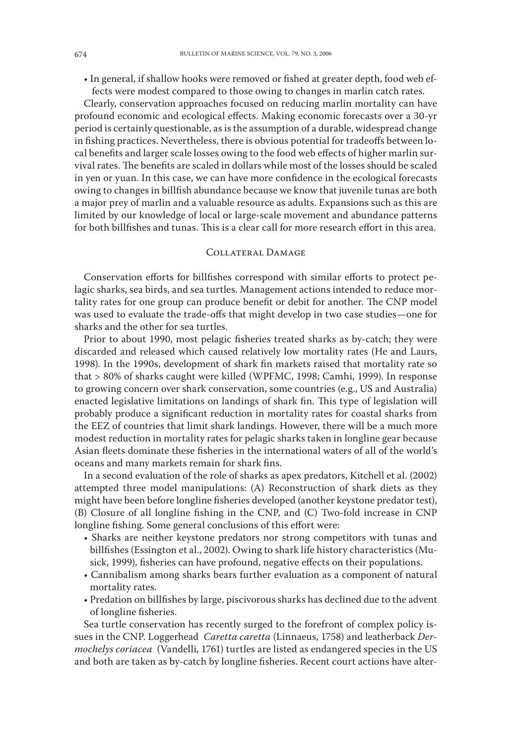- In general, if shallow hooks were removed or fished at greater depth, food web effects were modest compared to those owing to changes in marlin catch rates.

Clearly, conservation approaches focused on reducing marlin mortality can have profound economic and ecological effects. Making economic forecasts over a 30-yr period is certainly questionable, as is the assumption of a durable, widespread change in fishing practices. Nevertheless, there is obvious potential for tradeoffs between local benefits and larger scale losses owing to the food web effects of higher marlin survival rates. The benefits are scaled in dollars while most of the losses should be scaled in yen or yuan. In this case, we can have more confidence in the ecological forecasts owing to changes in billfish abundance because we know that juvenile tunas are both a major prey of marlin and a valuable resource as adults. Expansions such as this are limited by our knowledge of local or large-scale movement and abundance patterns for both billfishes and tunas. This is a clear call for more research effort in this area.

## Collateral Damage

Conservation efforts for billfishes correspond with similar efforts to protect pelagic sharks, sea birds, and sea turtles. Management actions intended to reduce mortality rates for one group can produce benefit or debit for another. The CNP model was used to evaluate the trade-offs that might develop in two case studies—one for sharks and the other for sea turtles.

Prior to about 1990, most pelagic fisheries treated sharks as by-catch; they were discarded and released which caused relatively low mortality rates (He and Laurs, 1998). In the 1990s, development of shark fin markets raised that mortality rate so that > 80% of sharks caught were killed (WPFMC, 1998; Camhi, 1999). In response to growing concern over shark conservation, some countries (e.g., US and Australia) enacted legislative limitations on landings of shark fin. This type of legislation will probably produce a significant reduction in mortality rates for coastal sharks from the EEZ of countries that limit shark landings. However, there will be a much more modest reduction in mortality rates for pelagic sharks taken in longline gear because Asian fleets dominate these fisheries in the international waters of all of the world's oceans and many markets remain for shark fins.

In a second evaluation of the role of sharks as apex predators, Kitchell et al. (2002) attempted three model manipulations: (A) Reconstruction of shark diets as they might have been before longline fisheries developed (another keystone predator test), (B) Closure of all longline fishing in the CNP, and (C) Two-fold increase in CNP longline fishing. Some general conclusions of this effort were:

- Sharks are neither keystone predators nor strong competitors with tunas and billfishes (Essington et al., 2002). Owing to shark life history characteristics (Musick, 1999), fisheries can have profound, negative effects on their populations.
- Cannibalism among sharks bears further evaluation as a component of natural mortality rates.
- Predation on billfishes by large, piscivorous sharks has declined due to the advent of longline fisheries.

Sea turtle conservation has recently surged to the forefront of complex policy issues in the CNP. Loggerhead *Caretta caretta* (Linnaeus, 1758) and leatherback *Dermochelys coriacea* (Vandelli, 1761) turtles are listed as endangered species in the US and both are taken as by-catch by longline fisheries. Recent court actions have alter-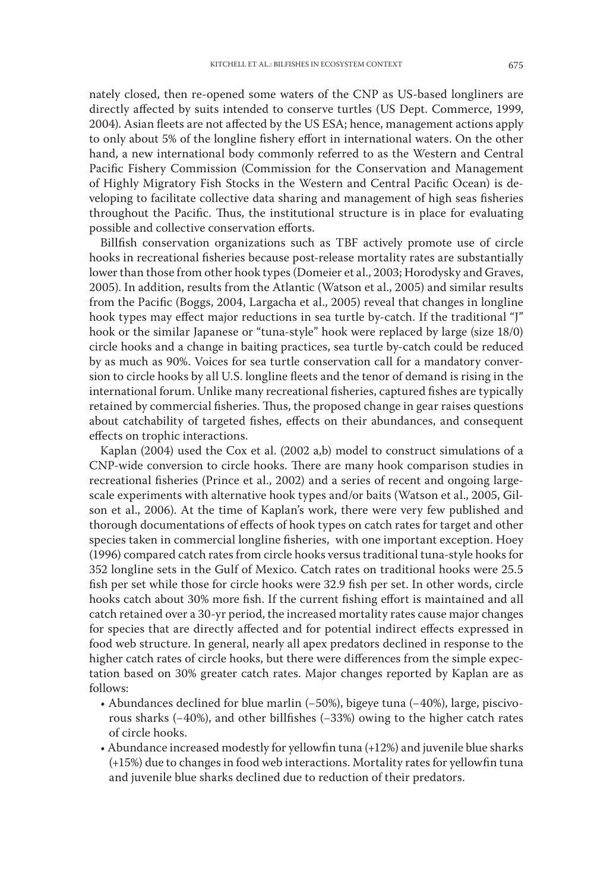nately closed, then re-opened some waters of the CNP as US-based longliners are directly affected by suits intended to conserve turtles (US Dept. Commerce, 1999, 2004). Asian fleets are not affected by the US ESA; hence, management actions apply to only about 5% of the longline fishery effort in international waters. On the other hand, a new international body commonly referred to as the Western and Central Pacific Fishery Commission (Commission for the Conservation and Management of Highly Migratory Fish Stocks in the Western and Central Pacific Ocean) is developing to facilitate collective data sharing and management of high seas fisheries throughout the Pacific. Thus, the institutional structure is in place for evaluating possible and collective conservation efforts.

Billfish conservation organizations such as TBF actively promote use of circle hooks in recreational fisheries because post-release mortality rates are substantially lower than those from other hook types (Domeier et al., 2003; Horodysky and Graves, 2005). In addition, results from the Atlantic (Watson et al., 2005) and similar results from the Pacific (Boggs, 2004, Largacha et al., 2005) reveal that changes in longline hook types may effect major reductions in sea turtle by-catch. If the traditional "J" hook or the similar Japanese or "tuna-style" hook were replaced by large (size 18/0) circle hooks and a change in baiting practices, sea turtle by-catch could be reduced by as much as 90%. Voices for sea turtle conservation call for a mandatory conversion to circle hooks by all U.S. longline fleets and the tenor of demand is rising in the international forum. Unlike many recreational fisheries, captured fishes are typically retained by commercial fisheries. Thus, the proposed change in gear raises questions about catchability of targeted fishes, effects on their abundances, and consequent effects on trophic interactions.

Kaplan (2004) used the Cox et al. (2002 a,b) model to construct simulations of a CNP-wide conversion to circle hooks. There are many hook comparison studies in recreational fisheries (Prince et al., 2002) and a series of recent and ongoing large-scale experiments with alternative hook types and/or baits (Watson et al., 2005, Gilson et al., 2006). At the time of Kaplan's work, there were very few published and thorough documentations of effects of hook types on catch rates for target and other species taken in commercial longline fisheries, with one important exception. Hoey (1996) compared catch rates from circle hooks versus traditional tuna-style hooks for 352 longline sets in the Gulf of Mexico. Catch rates on traditional hooks were 25.5 fish per set while those for circle hooks were 32.9 fish per set. In other words, circle hooks catch about 30% more fish. If the current fishing effort is maintained and all catch retained over a 30-yr period, the increased mortality rates cause major changes for species that are directly affected and for potential indirect effects expressed in food web structure. In general, nearly all apex predators declined in response to the higher catch rates of circle hooks, but there were differences from the simple expectation based on 30% greater catch rates. Major changes reported by Kaplan are as follows:

- Abundances declined for blue marlin (−50%), bigeye tuna (−40%), large, piscivorous sharks (−40%), and other billfishes (−33%) owing to the higher catch rates of circle hooks.
- Abundance increased modestly for yellowfin tuna (+12%) and juvenile blue sharks (+15%) due to changes in food web interactions. Mortality rates for yellowfin tuna and juvenile blue sharks declined due to reduction of their predators.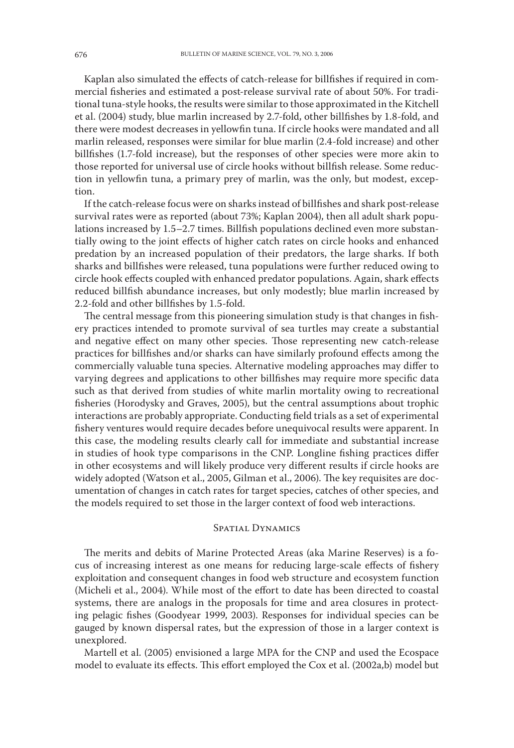Kaplan also simulated the effects of catch-release for billfishes if required in commercial fisheries and estimated a post-release survival rate of about 50%. For traditional tuna-style hooks, the results were similar to those approximated in the Kitchell et al. (2004) study, blue marlin increased by 2.7-fold, other billfishes by 1.8-fold, and there were modest decreases in yellowfin tuna. If circle hooks were mandated and all marlin released, responses were similar for blue marlin (2.4-fold increase) and other billfishes (1.7-fold increase), but the responses of other species were more akin to those reported for universal use of circle hooks without billfish release. Some reduction in yellowfin tuna, a primary prey of marlin, was the only, but modest, exception.

If the catch-release focus were on sharks instead of billfishes and shark post-release survival rates were as reported (about 73%; Kaplan 2004), then all adult shark populations increased by 1.5–2.7 times. Billfish populations declined even more substantially owing to the joint effects of higher catch rates on circle hooks and enhanced predation by an increased population of their predators, the large sharks. If both sharks and billfishes were released, tuna populations were further reduced owing to circle hook effects coupled with enhanced predator populations. Again, shark effects reduced billfish abundance increases, but only modestly; blue marlin increased by 2.2-fold and other billfishes by 1.5-fold.

The central message from this pioneering simulation study is that changes in fishery practices intended to promote survival of sea turtles may create a substantial and negative effect on many other species. Those representing new catch-release practices for billfishes and/or sharks can have similarly profound effects among the commercially valuable tuna species. Alternative modeling approaches may differ to varying degrees and applications to other billfishes may require more specific data such as that derived from studies of white marlin mortality owing to recreational fisheries (Horodysky and Graves, 2005), but the central assumptions about trophic interactions are probably appropriate. Conducting field trials as a set of experimental fishery ventures would require decades before unequivocal results were apparent. In this case, the modeling results clearly call for immediate and substantial increase in studies of hook type comparisons in the CNP. Longline fishing practices differ in other ecosystems and will likely produce very different results if circle hooks are widely adopted (Watson et al., 2005, Gilman et al., 2006). The key requisites are documentation of changes in catch rates for target species, catches of other species, and the models required to set those in the larger context of food web interactions.

## Spatial Dynamics

The merits and debits of Marine Protected Areas (aka Marine Reserves) is a focus of increasing interest as one means for reducing large-scale effects of fishery exploitation and consequent changes in food web structure and ecosystem function (Micheli et al., 2004). While most of the effort to date has been directed to coastal systems, there are analogs in the proposals for time and area closures in protecting pelagic fishes (Goodyear 1999, 2003). Responses for individual species can be gauged by known dispersal rates, but the expression of those in a larger context is unexplored.

Martell et al. (2005) envisioned a large MPA for the CNP and used the Ecospace model to evaluate its effects. This effort employed the Cox et al. (2002a,b) model but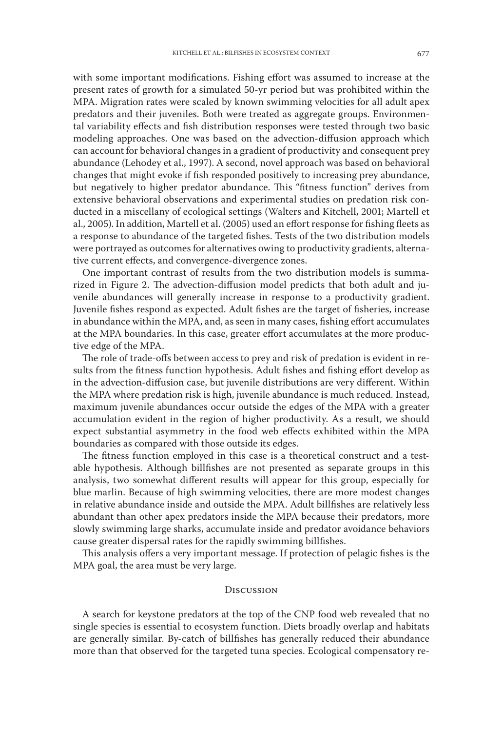with some important modifications. Fishing effort was assumed to increase at the present rates of growth for a simulated 50-yr period but was prohibited within the MPA. Migration rates were scaled by known swimming velocities for all adult apex predators and their juveniles. Both were treated as aggregate groups. Environmental variability effects and fish distribution responses were tested through two basic modeling approaches. One was based on the advection-diffusion approach which can account for behavioral changes in a gradient of productivity and consequent prey abundance (Lehodey et al., 1997). A second, novel approach was based on behavioral changes that might evoke if fish responded positively to increasing prey abundance, but negatively to higher predator abundance. This "fitness function" derives from extensive behavioral observations and experimental studies on predation risk conducted in a miscellany of ecological settings (Walters and Kitchell, 2001; Martell et al., 2005). In addition, Martell et al. (2005) used an effort response for fishing fleets as a response to abundance of the targeted fishes. Tests of the two distribution models were portrayed as outcomes for alternatives owing to productivity gradients, alternative current effects, and convergence-divergence zones.

One important contrast of results from the two distribution models is summarized in Figure 2. The advection-diffusion model predicts that both adult and juvenile abundances will generally increase in response to a productivity gradient. Juvenile fishes respond as expected. Adult fishes are the target of fisheries, increase in abundance within the MPA, and, as seen in many cases, fishing effort accumulates at the MPA boundaries. In this case, greater effort accumulates at the more productive edge of the MPA.

The role of trade-offs between access to prey and risk of predation is evident in results from the fitness function hypothesis. Adult fishes and fishing effort develop as in the advection-diffusion case, but juvenile distributions are very different. Within the MPA where predation risk is high, juvenile abundance is much reduced. Instead, maximum juvenile abundances occur outside the edges of the MPA with a greater accumulation evident in the region of higher productivity. As a result, we should expect substantial asymmetry in the food web effects exhibited within the MPA boundaries as compared with those outside its edges.

The fitness function employed in this case is a theoretical construct and a testable hypothesis. Although billfishes are not presented as separate groups in this analysis, two somewhat different results will appear for this group, especially for blue marlin. Because of high swimming velocities, there are more modest changes in relative abundance inside and outside the MPA. Adult billfishes are relatively less abundant than other apex predators inside the MPA because their predators, more slowly swimming large sharks, accumulate inside and predator avoidance behaviors cause greater dispersal rates for the rapidly swimming billfishes.

This analysis offers a very important message. If protection of pelagic fishes is the MPA goal, the area must be very large.

## Discussion

A search for keystone predators at the top of the CNP food web revealed that no single species is essential to ecosystem function. Diets broadly overlap and habitats are generally similar. By-catch of billfishes has generally reduced their abundance more than that observed for the targeted tuna species. Ecological compensatory re-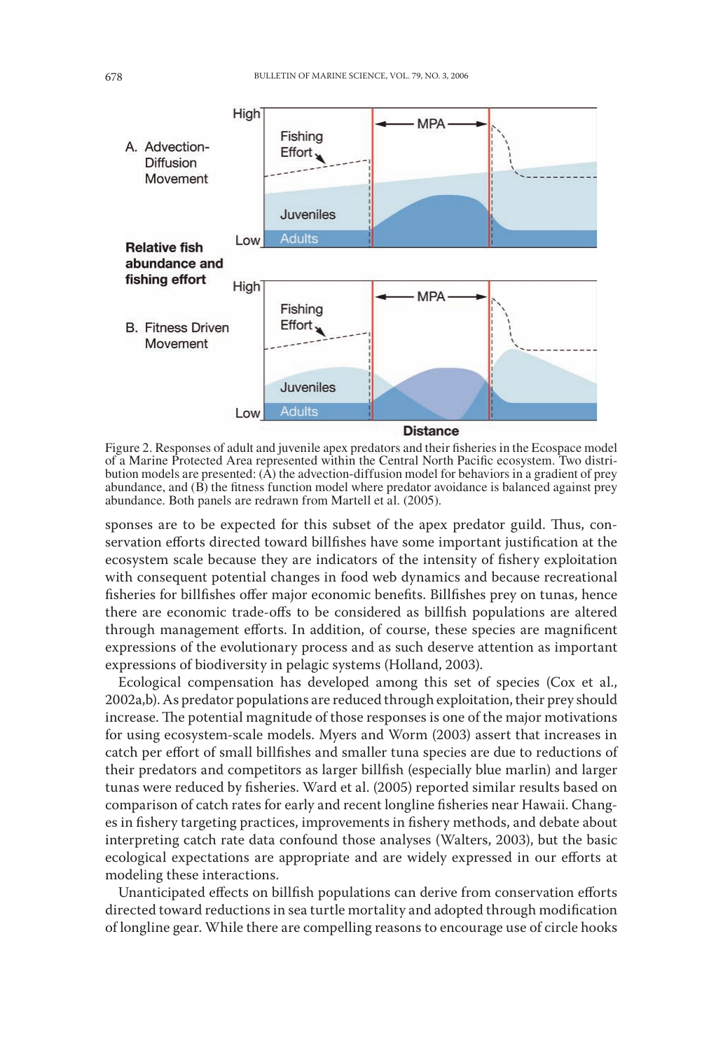Figure 2. Responses of adult and juvenile apex predators and their fisheries in the Ecospace model of a Marine Protected Area represented within the Central North Pacific ecosystem. Two distribution models are presented: (A) the advection-diffusion model for behaviors in a gradient of prey abundance, and (B) the fitness function model where predator avoidance is balanced against prey abundance. Both panels are redrawn from Martell et al. (2005).

sponses are to be expected for this subset of the apex predator guild. Thus, conservation efforts directed toward billfishes have some important justification at the ecosystem scale because they are indicators of the intensity of fishery exploitation with consequent potential changes in food web dynamics and because recreational fisheries for billfishes offer major economic benefits. Billfishes prey on tunas, hence there are economic trade-offs to be considered as billfish populations are altered through management efforts. In addition, of course, these species are magnificent expressions of the evolutionary process and as such deserve attention as important expressions of biodiversity in pelagic systems (Holland, 2003).

Ecological compensation has developed among this set of species (Cox et al., 2002a,b). As predator populations are reduced through exploitation, their prey should increase. The potential magnitude of those responses is one of the major motivations for using ecosystem-scale models. Myers and Worm (2003) assert that increases in catch per effort of small billfishes and smaller tuna species are due to reductions of their predators and competitors as larger billfish (especially blue marlin) and larger tunas were reduced by fisheries. Ward et al. (2005) reported similar results based on comparison of catch rates for early and recent longline fisheries near Hawaii. Changes in fishery targeting practices, improvements in fishery methods, and debate about interpreting catch rate data confound those analyses (Walters, 2003), but the basic ecological expectations are appropriate and are widely expressed in our efforts at modeling these interactions.

Unanticipated effects on billfish populations can derive from conservation efforts directed toward reductions in sea turtle mortality and adopted through modification of longline gear. While there are compelling reasons to encourage use of circle hooks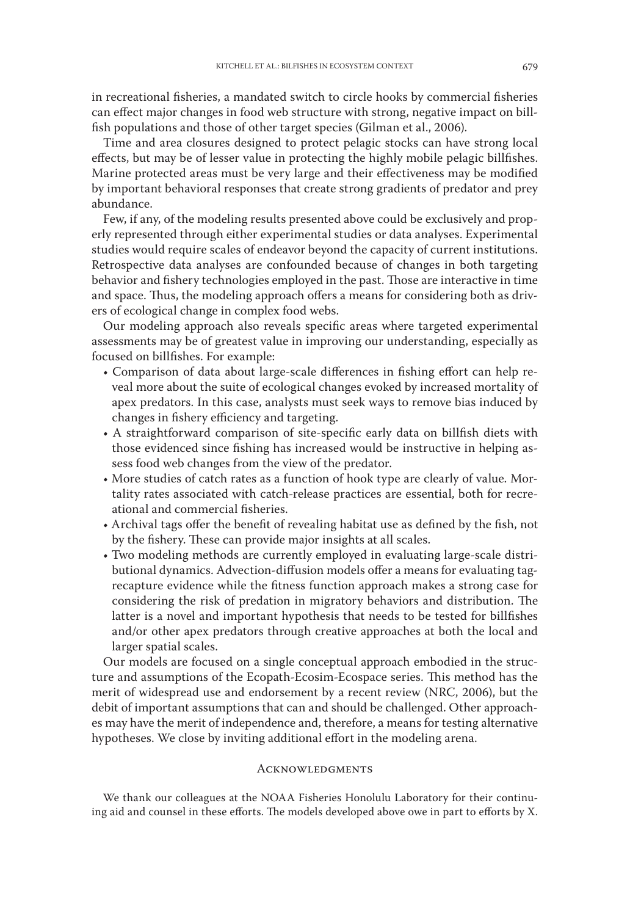in recreational fisheries, a mandated switch to circle hooks by commercial fisheries can effect major changes in food web structure with strong, negative impact on billfish populations and those of other target species (Gilman et al., 2006).

Time and area closures designed to protect pelagic stocks can have strong local effects, but may be of lesser value in protecting the highly mobile pelagic billfishes. Marine protected areas must be very large and their effectiveness may be modified by important behavioral responses that create strong gradients of predator and prey abundance.

Few, if any, of the modeling results presented above could be exclusively and properly represented through either experimental studies or data analyses. Experimental studies would require scales of endeavor beyond the capacity of current institutions. Retrospective data analyses are confounded because of changes in both targeting behavior and fishery technologies employed in the past. Those are interactive in time and space. Thus, the modeling approach offers a means for considering both as drivers of ecological change in complex food webs.

Our modeling approach also reveals specific areas where targeted experimental assessments may be of greatest value in improving our understanding, especially as focused on billfishes. For example:

- Comparison of data about large-scale differences in fishing effort can help reveal more about the suite of ecological changes evoked by increased mortality of apex predators. In this case, analysts must seek ways to remove bias induced by changes in fishery efficiency and targeting.
- A straightforward comparison of site-specific early data on billfish diets with those evidenced since fishing has increased would be instructive in helping assess food web changes from the view of the predator.
- More studies of catch rates as a function of hook type are clearly of value. Mortality rates associated with catch-release practices are essential, both for recreational and commercial fisheries.
- Archival tags offer the benefit of revealing habitat use as defined by the fish, not by the fishery. These can provide major insights at all scales.
- Two modeling methods are currently employed in evaluating large-scale distributional dynamics. Advection-diffusion models offer a means for evaluating tag-recapture evidence while the fitness function approach makes a strong case for considering the risk of predation in migratory behaviors and distribution. The latter is a novel and important hypothesis that needs to be tested for billfishes and/or other apex predators through creative approaches at both the local and larger spatial scales.

Our models are focused on a single conceptual approach embodied in the structure and assumptions of the Ecopath-Ecosim-Ecospace series. This method has the merit of widespread use and endorsement by a recent review (NRC, 2006), but the debit of important assumptions that can and should be challenged. Other approaches may have the merit of independence and, therefore, a means for testing alternative hypotheses. We close by inviting additional effort in the modeling arena.

## Acknowledgments

We thank our colleagues at the NOAA Fisheries Honolulu Laboratory for their continuing aid and counsel in these efforts. The models developed above owe in part to efforts by X.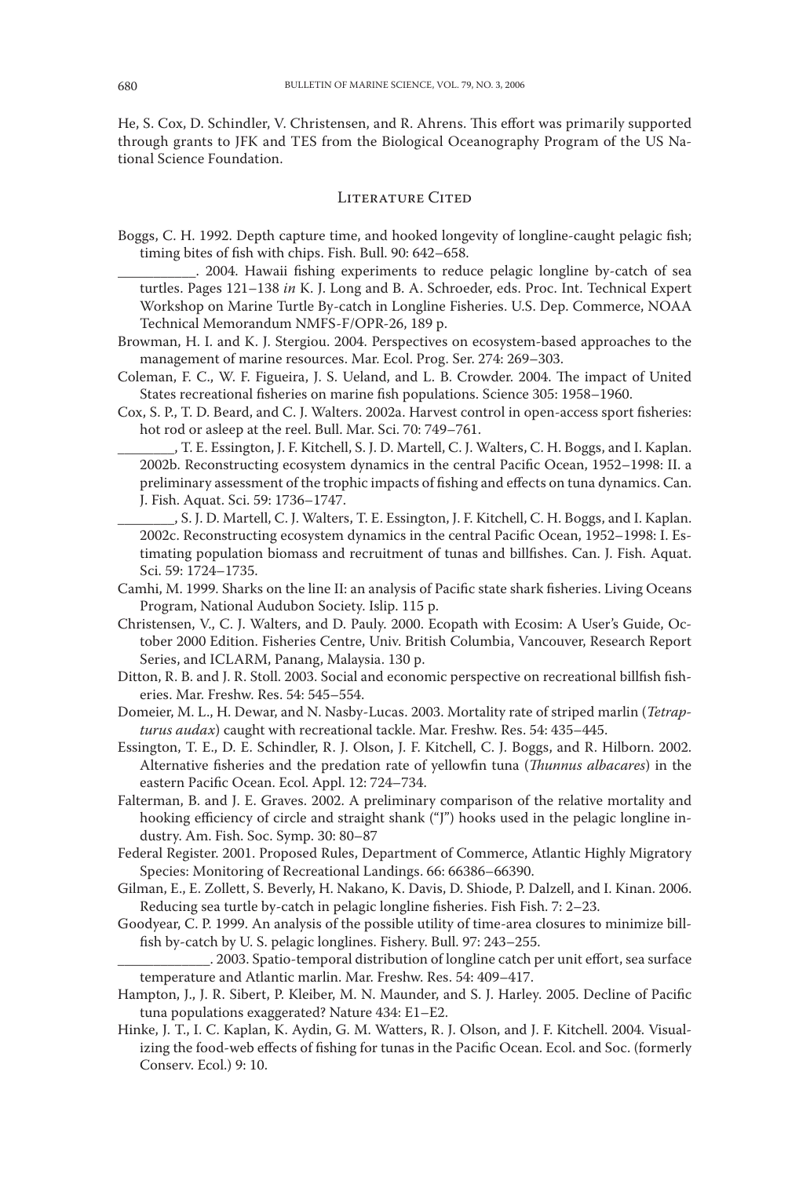He, S. Cox, D. Schindler, V. Christensen, and R. Ahrens. This effort was primarily supported through grants to JFK and TES from the Biological Oceanography Program of the US National Science Foundation.

## Literature Cited

Boggs, C. H. 1992. Depth capture time, and hooked longevity of longline-caught pelagic fish; timing bites of fish with chips. Fish. Bull. 90: 642–658.

___________. 2004. Hawaii fishing experiments to reduce pelagic longline by-catch of sea turtles. Pages 121–138 *in* K. J. Long and B. A. Schroeder, eds. Proc. Int. Technical Expert Workshop on Marine Turtle By-catch in Longline Fisheries. U.S. Dep. Commerce, NOAA Technical Memorandum NMFS-F/OPR-26, 189 p.

Browman, H. I. and K. J. Stergiou. 2004. Perspectives on ecosystem-based approaches to the management of marine resources. Mar. Ecol. Prog. Ser. 274: 269–303.

Coleman, F. C., W. F. Figueira, J. S. Ueland, and L. B. Crowder. 2004. The impact of United States recreational fisheries on marine fish populations. Science 305: 1958–1960.

Cox, S. P., T. D. Beard, and C. J. Walters. 2002a. Harvest control in open-access sport fisheries: hot rod or asleep at the reel. Bull. Mar. Sci. 70: 749–761.

________, T. E. Essington, J. F. Kitchell, S. J. D. Martell, C. J. Walters, C. H. Boggs, and I. Kaplan. 2002b. Reconstructing ecosystem dynamics in the central Pacific Ocean, 1952–1998: II. a preliminary assessment of the trophic impacts of fishing and effects on tuna dynamics. Can. J. Fish. Aquat. Sci. 59: 1736–1747.

________, S. J. D. Martell, C. J. Walters, T. E. Essington, J. F. Kitchell, C. H. Boggs, and I. Kaplan. 2002c. Reconstructing ecosystem dynamics in the central Pacific Ocean, 1952–1998: I. Estimating population biomass and recruitment of tunas and billfishes. Can. J. Fish. Aquat. Sci. 59: 1724–1735.

Camhi, M. 1999. Sharks on the line II: an analysis of Pacific state shark fisheries. Living Oceans Program, National Audubon Society. Islip. 115 p.

Christensen, V., C. J. Walters, and D. Pauly. 2000. Ecopath with Ecosim: A User's Guide, October 2000 Edition. Fisheries Centre, Univ. British Columbia, Vancouver, Research Report Series, and ICLARM, Panang, Malaysia. 130 p.

Ditton, R. B. and J. R. Stoll. 2003. Social and economic perspective on recreational billfish fisheries. Mar. Freshw. Res. 54: 545–554.

Domeier, M. L., H. Dewar, and N. Nasby-Lucas. 2003. Mortality rate of striped marlin (*Tetrapturus audax*) caught with recreational tackle. Mar. Freshw. Res. 54: 435–445.

Essington, T. E., D. E. Schindler, R. J. Olson, J. F. Kitchell, C. J. Boggs, and R. Hilborn. 2002. Alternative fisheries and the predation rate of yellowfin tuna (*Thunnus albacares*) in the eastern Pacific Ocean. Ecol. Appl. 12: 724–734.

Falterman, B. and J. E. Graves. 2002. A preliminary comparison of the relative mortality and hooking efficiency of circle and straight shank ("J") hooks used in the pelagic longline industry. Am. Fish. Soc. Symp. 30: 80–87

Federal Register. 2001. Proposed Rules, Department of Commerce, Atlantic Highly Migratory Species: Monitoring of Recreational Landings. 66: 66386–66390.

Gilman, E., E. Zollett, S. Beverly, H. Nakano, K. Davis, D. Shiode, P. Dalzell, and I. Kinan. 2006. Reducing sea turtle by-catch in pelagic longline fisheries. Fish Fish. 7: 2–23.

Goodyear, C. P. 1999. An analysis of the possible utility of time-area closures to minimize billfish by-catch by U. S. pelagic longlines. Fishery. Bull. 97: 243–255.

_____________. 2003. Spatio-temporal distribution of longline catch per unit effort, sea surface temperature and Atlantic marlin. Mar. Freshw. Res. 54: 409–417.

Hampton, J., J. R. Sibert, P. Kleiber, M. N. Maunder, and S. J. Harley. 2005. Decline of Pacific tuna populations exaggerated? Nature 434: E1–E2.

Hinke, J. T., I. C. Kaplan, K. Aydin, G. M. Watters, R. J. Olson, and J. F. Kitchell. 2004. Visualizing the food-web effects of fishing for tunas in the Pacific Ocean. Ecol. and Soc. (formerly Conserv. Ecol.) 9: 10.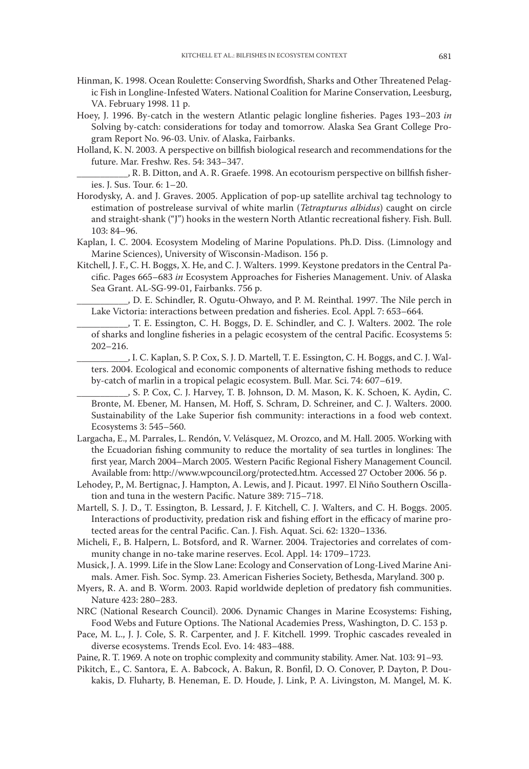Hinman, K. 1998. Ocean Roulette: Conserving Swordfish, Sharks and Other Threatened Pelagic Fish in Longline-Infested Waters. National Coalition for Marine Conservation, Leesburg, VA. February 1998. 11 p.

Hoey, J. 1996. By-catch in the western Atlantic pelagic longline fisheries. Pages 193–203 *in* Solving by-catch: considerations for today and tomorrow. Alaska Sea Grant College Program Report No. 96-03. Univ. of Alaska, Fairbanks.

Holland, K. N. 2003. A perspective on billfish biological research and recommendations for the future. Mar. Freshw. Res. 54: 343–347.

___________, R. B. Ditton, and A. R. Graefe. 1998. An ecotourism perspective on billfish fisheries. J. Sus. Tour. 6: 1–20.

Horodysky, A. and J. Graves. 2005. Application of pop-up satellite archival tag technology to estimation of postrelease survival of white marlin (*Tetrapturus albidus*) caught on circle and straight-shank ("J") hooks in the western North Atlantic recreational fishery. Fish. Bull. 103: 84–96.

Kaplan, I. C. 2004. Ecosystem Modeling of Marine Populations. Ph.D. Diss. (Limnology and Marine Sciences), University of Wisconsin-Madison. 156 p.

Kitchell, J. F., C. H. Boggs, X. He, and C. J. Walters. 1999. Keystone predators in the Central Pacific. Pages 665–683 *in* Ecosystem Approaches for Fisheries Management. Univ. of Alaska Sea Grant. AL-SG-99-01, Fairbanks. 756 p.

___________, D. E. Schindler, R. Ogutu-Ohwayo, and P. M. Reinthal. 1997. The Nile perch in Lake Victoria: interactions between predation and fisheries. Ecol. Appl. 7: 653–664.

___________, T. E. Essington, C. H. Boggs, D. E. Schindler, and C. J. Walters. 2002. The role of sharks and longline fisheries in a pelagic ecosystem of the central Pacific. Ecosystems 5: 202–216.

___________, I. C. Kaplan, S. P. Cox, S. J. D. Martell, T. E. Essington, C. H. Boggs, and C. J. Walters. 2004. Ecological and economic components of alternative fishing methods to reduce by-catch of marlin in a tropical pelagic ecosystem. Bull. Mar. Sci. 74: 607–619.

___________, S. P. Cox, C. J. Harvey, T. B. Johnson, D. M. Mason, K. K. Schoen, K. Aydin, C. Bronte, M. Ebener, M. Hansen, M. Hoff, S. Schram, D. Schreiner, and C. J. Walters. 2000. Sustainability of the Lake Superior fish community: interactions in a food web context. Ecosystems 3: 545–560.

Largacha, E., M. Parrales, L. Rendón, V. Velásquez, M. Orozco, and M. Hall. 2005. Working with the Ecuadorian fishing community to reduce the mortality of sea turtles in longlines: The first year, March 2004–March 2005. Western Pacific Regional Fishery Management Council. Available from: http://www.wpcouncil.org/protected.htm. Accessed 27 October 2006. 56 p.

Lehodey, P., M. Bertignac, J. Hampton, A. Lewis, and J. Picaut. 1997. El Niño Southern Oscillation and tuna in the western Pacific. Nature 389: 715–718.

Martell, S. J. D., T. Essington, B. Lessard, J. F. Kitchell, C. J. Walters, and C. H. Boggs. 2005. Interactions of productivity, predation risk and fishing effort in the efficacy of marine protected areas for the central Pacific. Can. J. Fish. Aquat. Sci. 62: 1320–1336.

Micheli, F., B. Halpern, L. Botsford, and R. Warner. 2004. Trajectories and correlates of community change in no-take marine reserves. Ecol. Appl. 14: 1709–1723.

Musick, J. A. 1999. Life in the Slow Lane: Ecology and Conservation of Long-Lived Marine Animals. Amer. Fish. Soc. Symp. 23. American Fisheries Society, Bethesda, Maryland. 300 p.

Myers, R. A. and B. Worm. 2003. Rapid worldwide depletion of predatory fish communities. Nature 423: 280–283.

NRC (National Research Council). 2006. Dynamic Changes in Marine Ecosystems: Fishing, Food Webs and Future Options. The National Academies Press, Washington, D. C. 153 p.

Pace, M. L., J. J. Cole, S. R. Carpenter, and J. F. Kitchell. 1999. Trophic cascades revealed in diverse ecosystems. Trends Ecol. Evo. 14: 483–488.

Paine, R. T. 1969. A note on trophic complexity and community stability. Amer. Nat. 103: 91–93.

Pikitch, E., C. Santora, E. A. Babcock, A. Bakun, R. Bonfil, D. O. Conover, P. Dayton, P. Doukakis, D. Fluharty, B. Heneman, E. D. Houde, J. Link, P. A. Livingston, M. Mangel, M. K.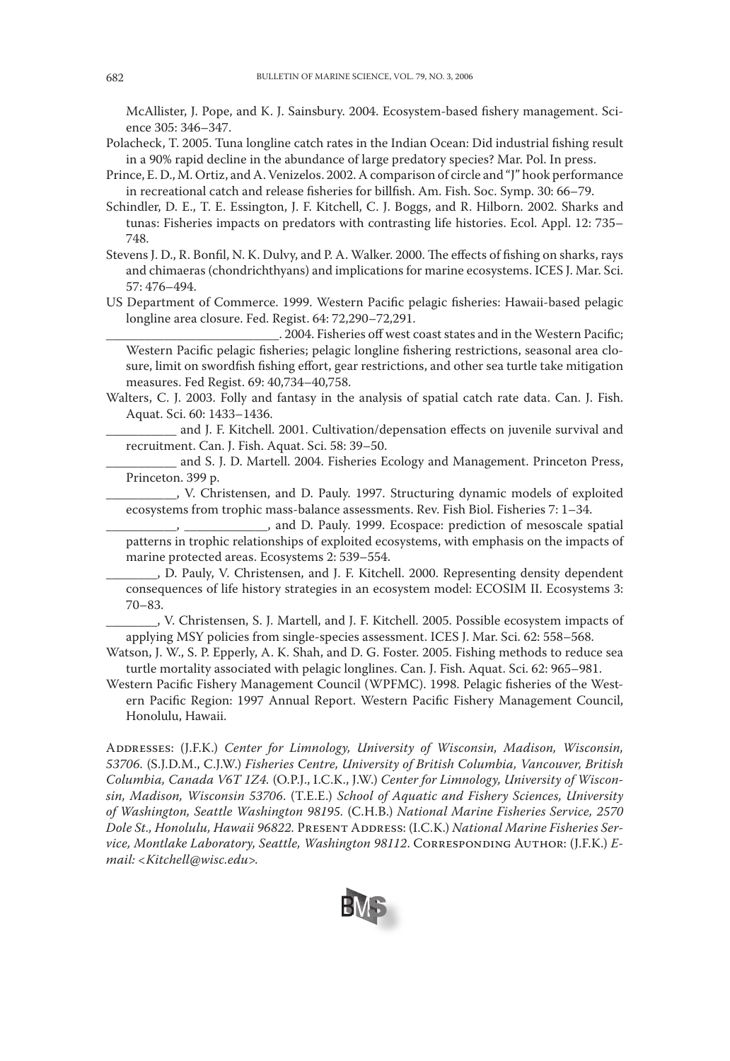McAllister, J. Pope, and K. J. Sainsbury. 2004. Ecosystem-based fishery management. Science 305: 346–347.

Polacheck, T. 2005. Tuna longline catch rates in the Indian Ocean: Did industrial fishing result in a 90% rapid decline in the abundance of large predatory species? Mar. Pol. In press.

Prince, E. D., M. Ortiz, and A. Venizelos. 2002. A comparison of circle and "J" hook performance in recreational catch and release fisheries for billfish. Am. Fish. Soc. Symp. 30: 66–79.

Schindler, D. E., T. E. Essington, J. F. Kitchell, C. J. Boggs, and R. Hilborn. 2002. Sharks and tunas: Fisheries impacts on predators with contrasting life histories. Ecol. Appl. 12: 735–748.

Stevens J. D., R. Bonfil, N. K. Dulvy, and P. A. Walker. 2000. The effects of fishing on sharks, rays and chimaeras (chondrichthyans) and implications for marine ecosystems. ICES J. Mar. Sci. 57: 476–494.

US Department of Commerce. 1999. Western Pacific pelagic fisheries: Hawaii-based pelagic longline area closure. Fed. Regist. 64: 72,290–72,291.

___________________________. 2004. Fisheries off west coast states and in the Western Pacific; Western Pacific pelagic fisheries; pelagic longline fishering restrictions, seasonal area closure, limit on swordfish fishing effort, gear restrictions, and other sea turtle take mitigation measures. Fed Regist. 69: 40,734–40,758.

Walters, C. J. 2003. Folly and fantasy in the analysis of spatial catch rate data. Can. J. Fish. Aquat. Sci. 60: 1433–1436.

___________ and J. F. Kitchell. 2001. Cultivation/depensation effects on juvenile survival and recruitment. Can. J. Fish. Aquat. Sci. 58: 39–50.

___________ and S. J. D. Martell. 2004. Fisheries Ecology and Management. Princeton Press, Princeton. 399 p.

___________, V. Christensen, and D. Pauly. 1997. Structuring dynamic models of exploited ecosystems from trophic mass-balance assessments. Rev. Fish Biol. Fisheries 7: 1–34.

___________, _____________, and D. Pauly. 1999. Ecospace: prediction of mesoscale spatial patterns in trophic relationships of exploited ecosystems, with emphasis on the impacts of marine protected areas. Ecosystems 2: 539–554.

________, D. Pauly, V. Christensen, and J. F. Kitchell. 2000. Representing density dependent consequences of life history strategies in an ecosystem model: ECOSIM II. Ecosystems 3: 70–83.

________, V. Christensen, S. J. Martell, and J. F. Kitchell. 2005. Possible ecosystem impacts of applying MSY policies from single-species assessment. ICES J. Mar. Sci. 62: 558–568.

Watson, J. W., S. P. Epperly, A. K. Shah, and D. G. Foster. 2005. Fishing methods to reduce sea turtle mortality associated with pelagic longlines. Can. J. Fish. Aquat. Sci. 62: 965–981.

Western Pacific Fishery Management Council (WPFMC). 1998. Pelagic fisheries of the Western Pacific Region: 1997 Annual Report. Western Pacific Fishery Management Council, Honolulu, Hawaii.

Addresses: (J.F.K.) *Center for Limnology, University of Wisconsin, Madison, Wisconsin, 53706.* (S.J.D.M., C.J.W.) *Fisheries Centre, University of British Columbia, Vancouver, British Columbia, Canada V6T 1Z4.* (O.P.J., I.C.K., J.W.) *Center for Limnology, University of Wisconsin, Madison, Wisconsin 53706*. (T.E.E.) *School of Aquatic and Fishery Sciences, University of Washington, Seattle Washington 98195.* (C.H.B.) *National Marine Fisheries Service, 2570 Dole St., Honolulu, Hawaii 96822.* Present Address: (I.C.K.) *National Marine Fisheries Service, Montlake Laboratory, Seattle, Washington 98112*. Corresponding Author: (J.F.K.) *E-mail: <Kitchell@wisc.edu>.*